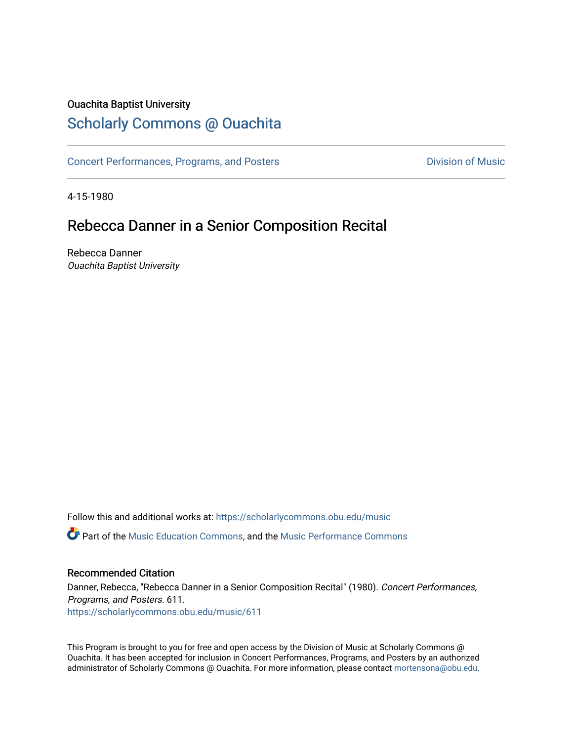Ouachita Baptist University

## Scholarly Commons @ Ouachita

Concert Performances, Programs, and Posters

Division of Music

4-15-1980

# Rebecca Danner in a Senior Composition Recital

Rebecca Danner
*Ouachita Baptist University*

Follow this and additional works at: https://scholarlycommons.obu.edu/music

Part of the Music Education Commons, and the Music Performance Commons

### Recommended Citation

Danner, Rebecca, "Rebecca Danner in a Senior Composition Recital" (1980). *Concert Performances, Programs, and Posters*. 611.
https://scholarlycommons.obu.edu/music/611

This Program is brought to you for free and open access by the Division of Music at Scholarly Commons @ Ouachita. It has been accepted for inclusion in Concert Performances, Programs, and Posters by an authorized administrator of Scholarly Commons @ Ouachita. For more information, please contact mortensona@obu.edu.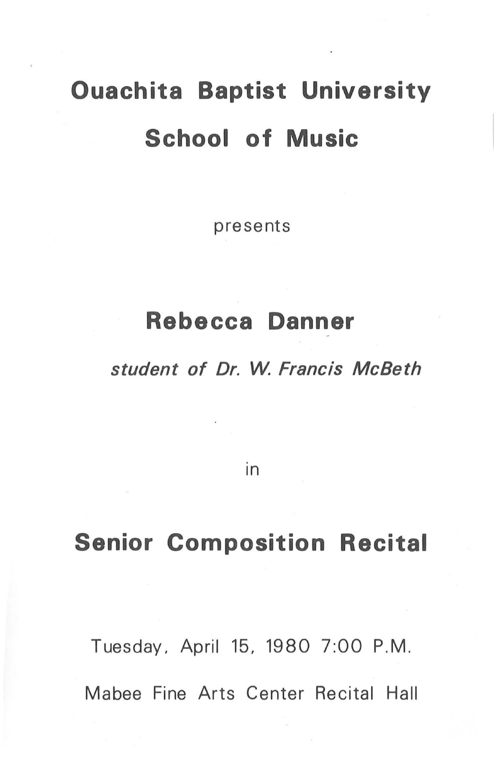# Ouachita Baptist University

# School of Music

presents

## Rebecca Danner

*student of Dr. W. Francis McBeth*

in

## Senior Composition Recital

Tuesday, April 15, 1980 7:00 P.M.

Mabee Fine Arts Center Recital Hall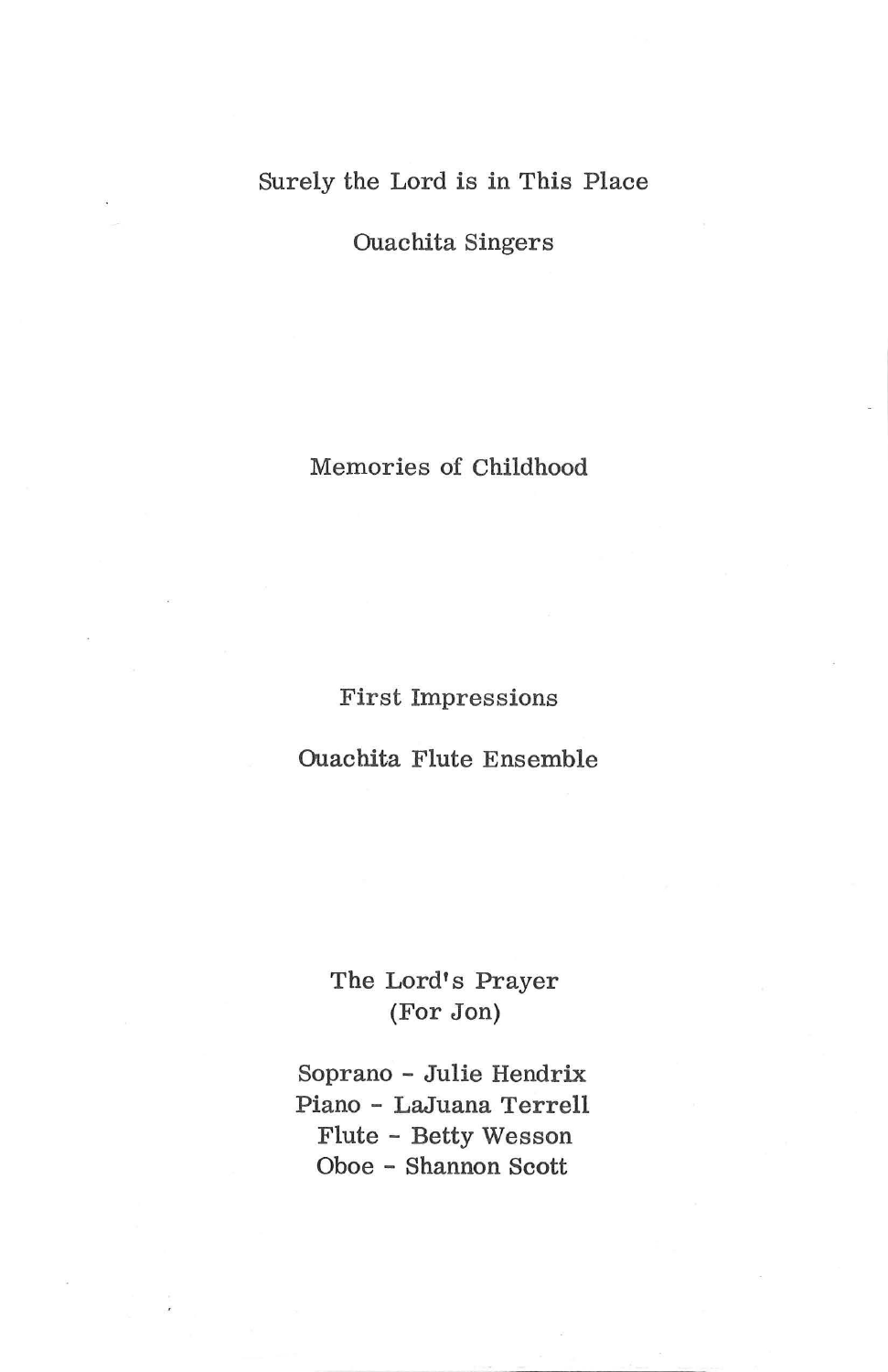Surely the Lord is in This Place

Ouachita Singers

Memories of Childhood

First Impressions

Ouachita Flute Ensemble

The Lord's Prayer
(For Jon)

Soprano - Julie Hendrix
Piano - LaJuana Terrell
Flute - Betty Wesson
Oboe - Shannon Scott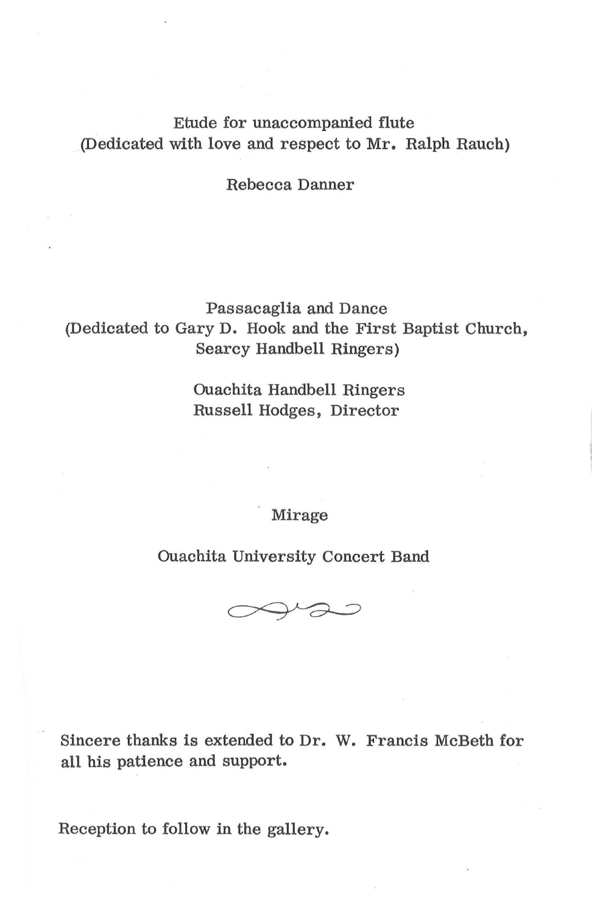Etude for unaccompanied flute
(Dedicated with love and respect to Mr. Ralph Rauch)

Rebecca Danner

Passacaglia and Dance
(Dedicated to Gary D. Hook and the First Baptist Church, Searcy Handbell Ringers)

Ouachita Handbell Ringers
Russell Hodges, Director

Mirage

Ouachita University Concert Band

Sincere thanks is extended to Dr. W. Francis McBeth for all his patience and support.

Reception to follow in the gallery.